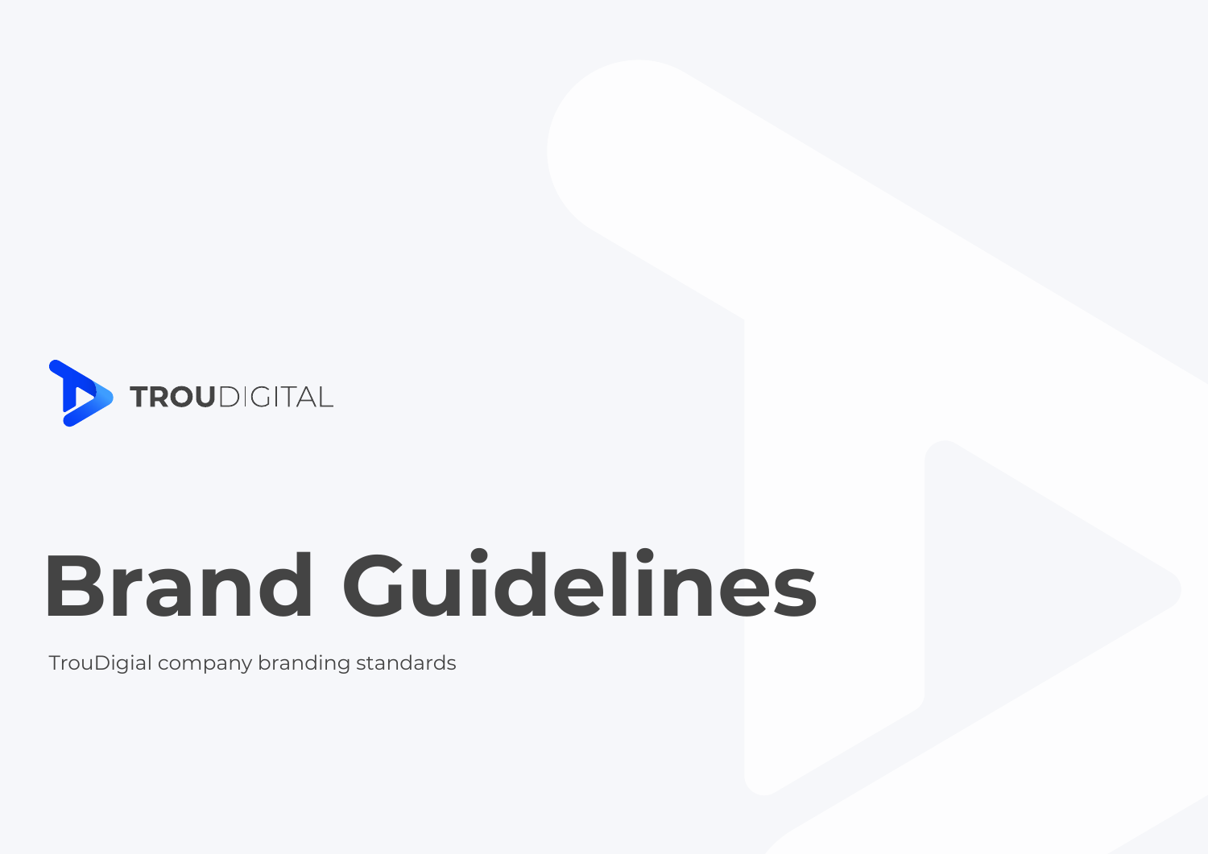TROUDIGITAL

# Brand Guidelines

TrouDigial company branding standards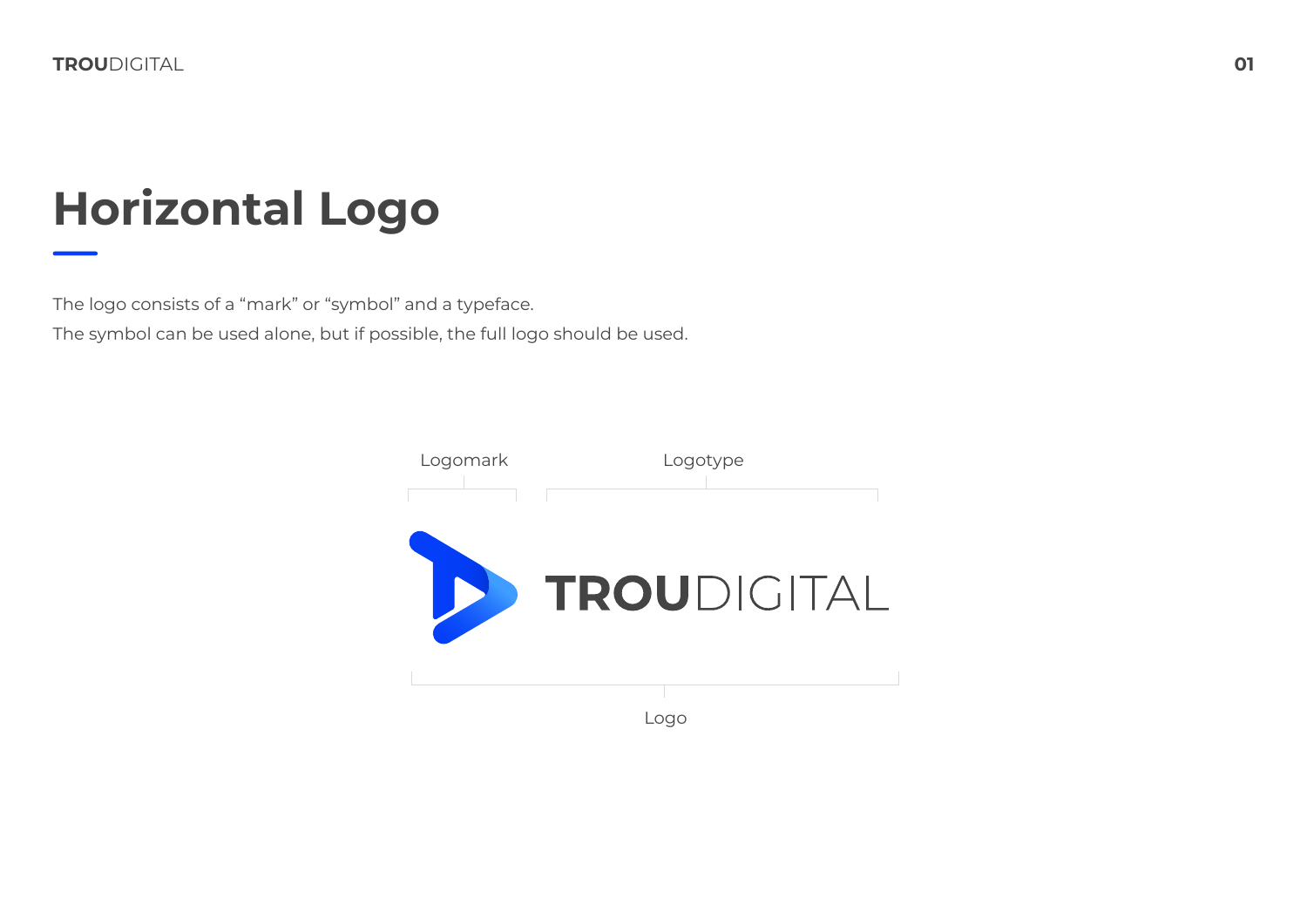# Horizontal Logo

The logo consists of a “mark” or “symbol” and a typeface.
The symbol can be used alone, but if possible, the full logo should be used.

Logomark

Logotype

TROUDIGITAL

Logo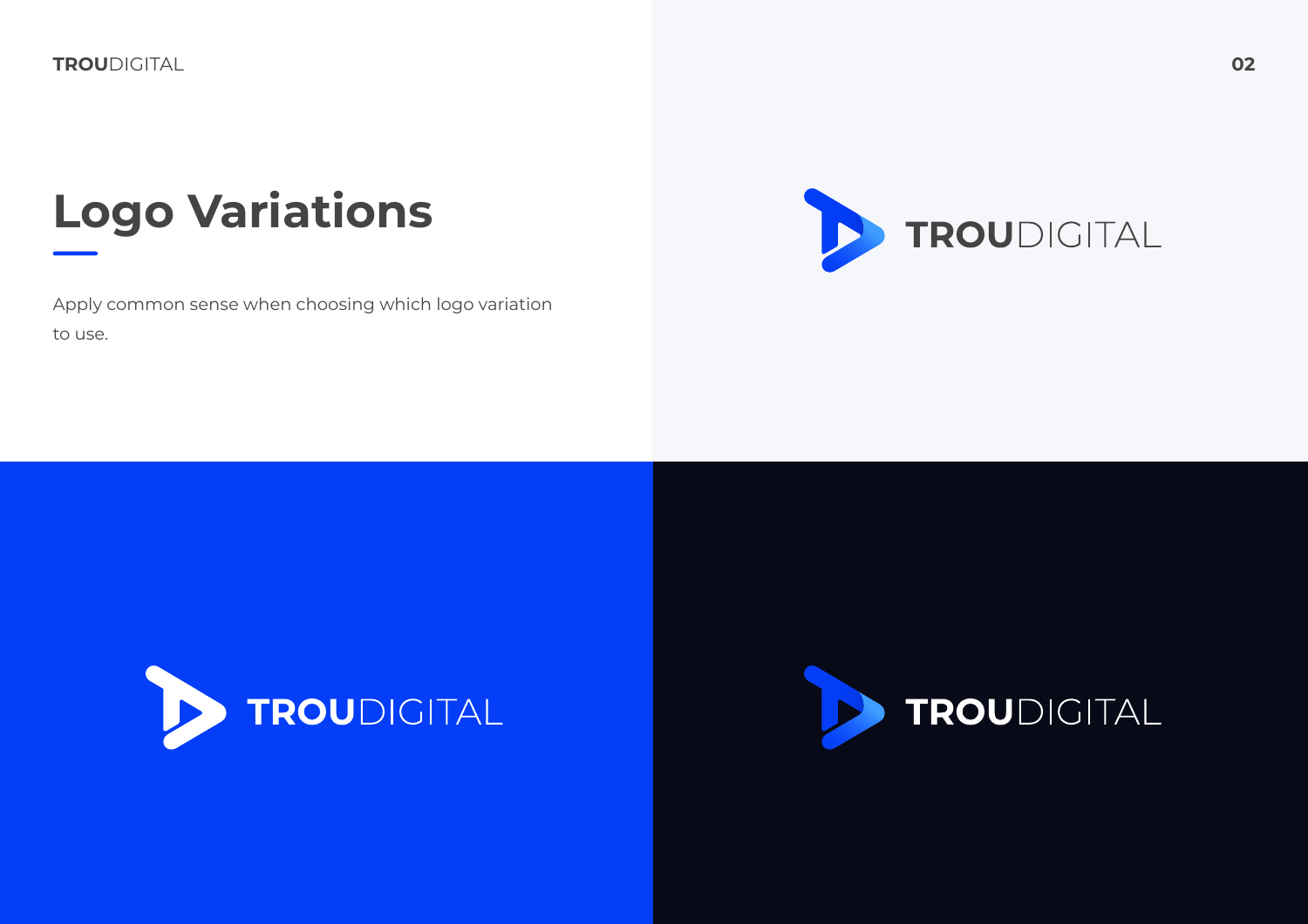# Logo Variations

Apply common sense when choosing which logo variation to use.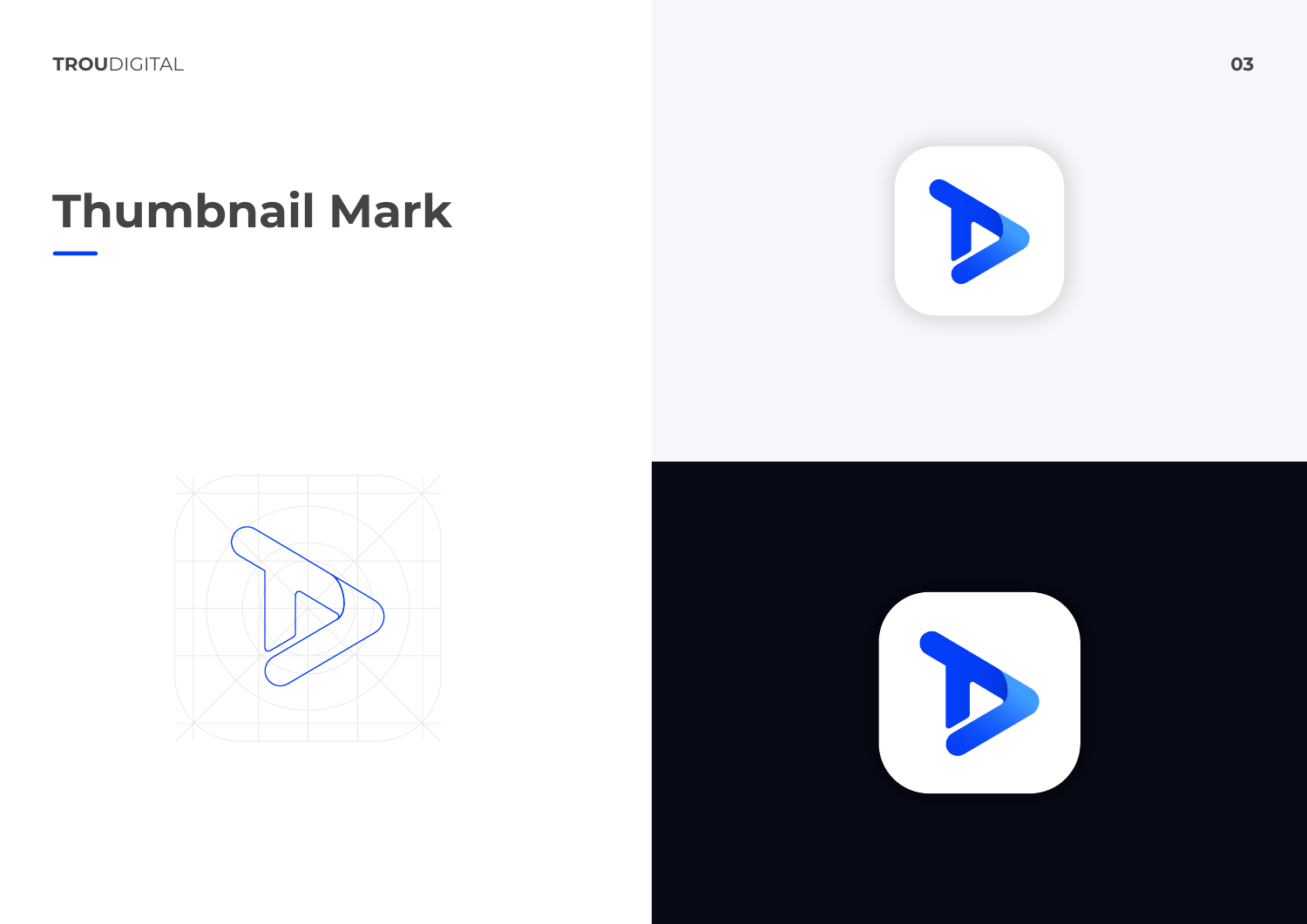# Thumbnail Mark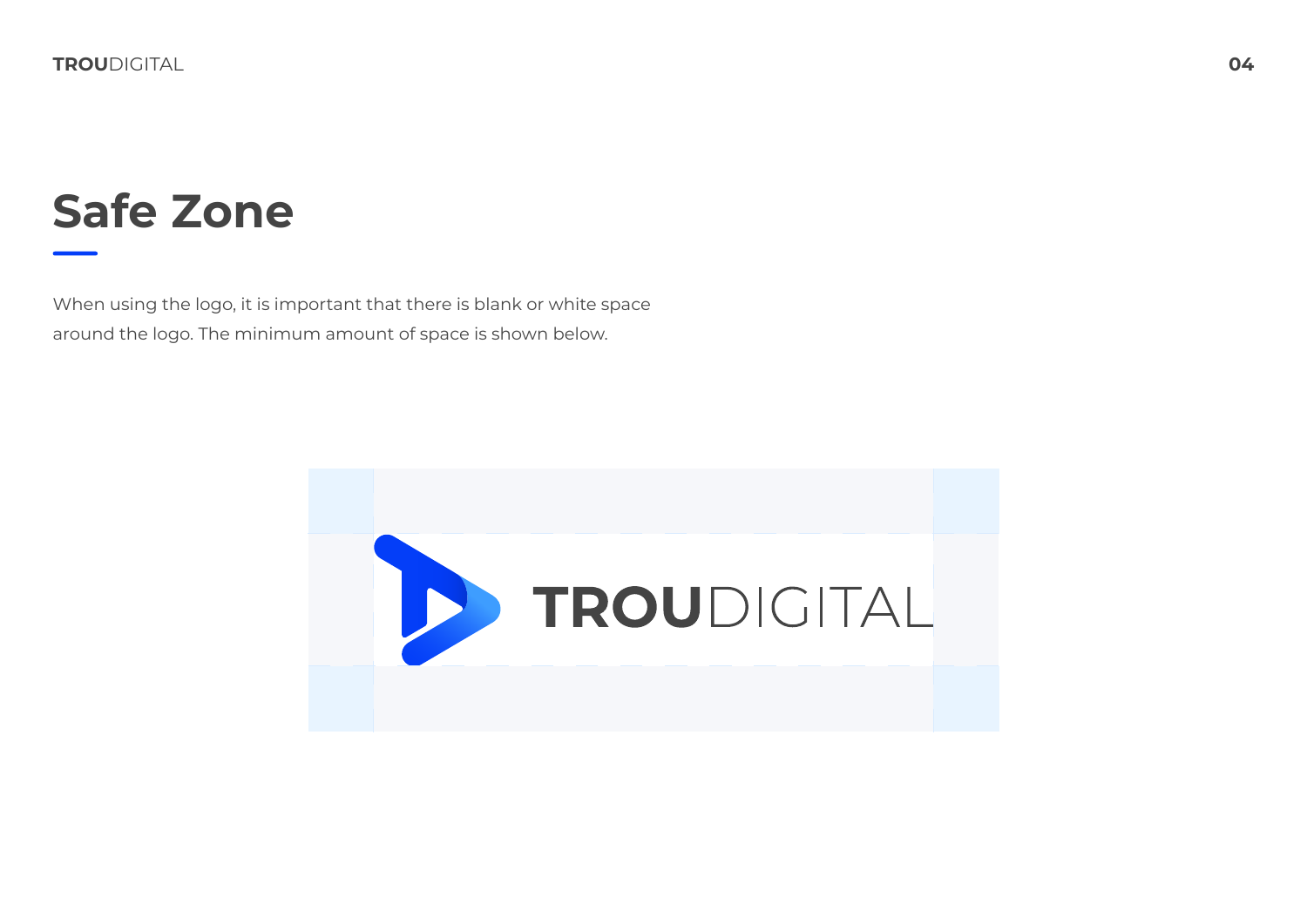## Safe Zone

When using the logo, it is important that there is blank or white space around the logo. The minimum amount of space is shown below.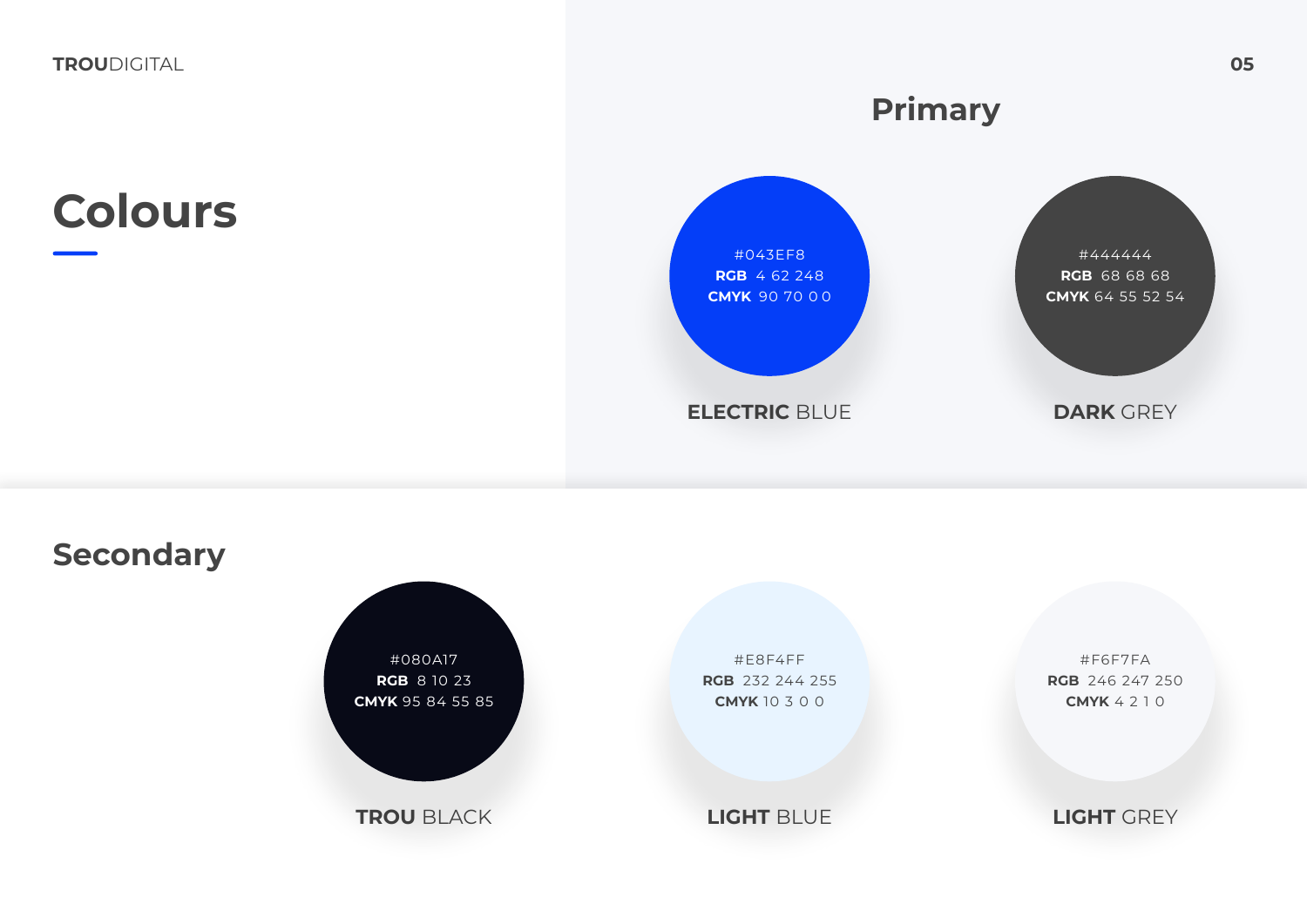# Colours

## Primary

#043EF8
**RGB** 4 62 248
**CMYK** 90 70 0 0

**ELECTRIC** BLUE

#444444
**RGB** 68 68 68
**CMYK** 64 55 52 54

**DARK** GREY

## Secondary

#080A17
**RGB** 8 10 23
**CMYK** 95 84 55 85

**TROU** BLACK

#E8F4FF
**RGB** 232 244 255
**CMYK** 10 3 0 0

**LIGHT** BLUE

#F6F7FA
**RGB** 246 247 250
**CMYK** 4 2 1 0

**LIGHT** GREY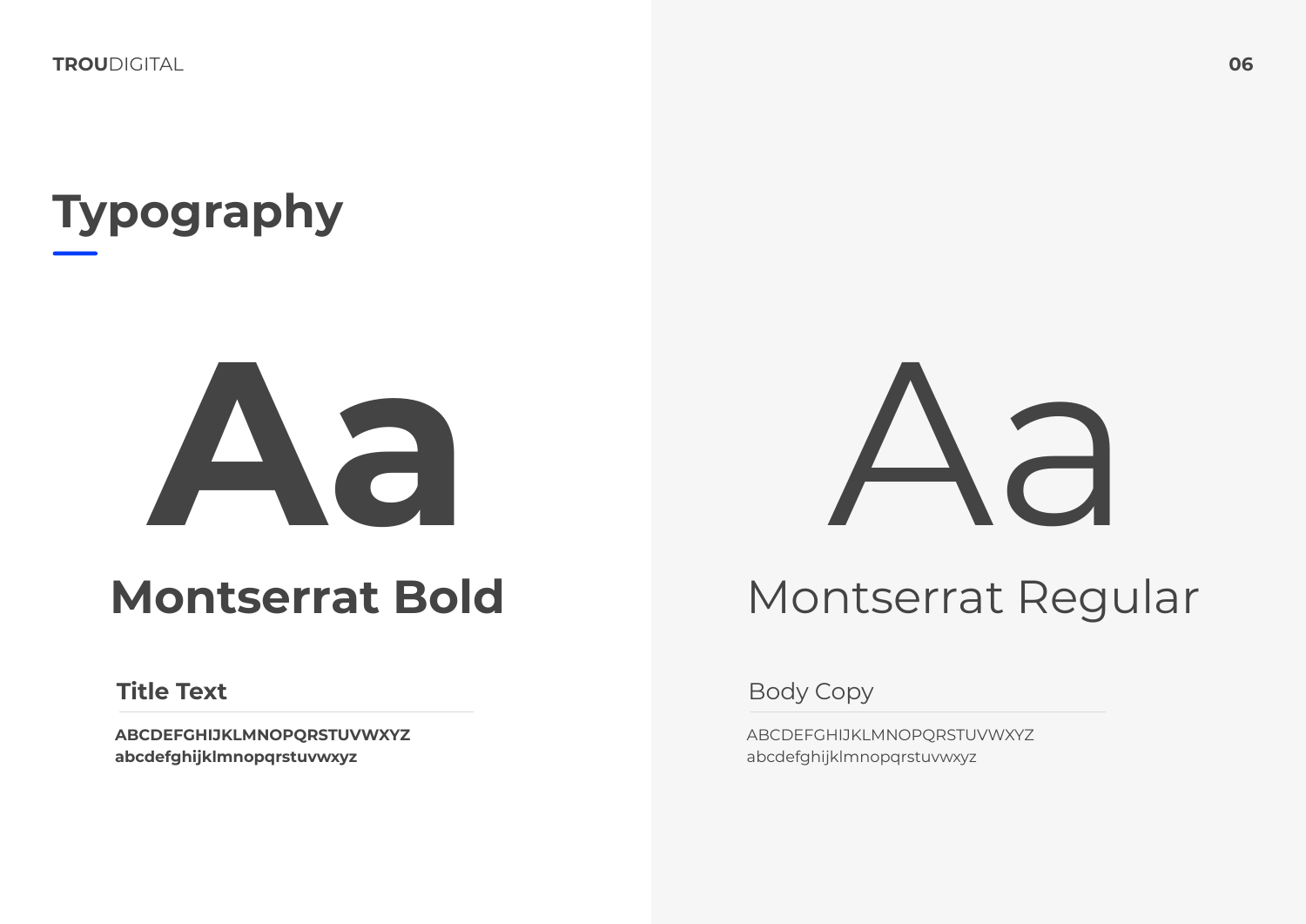# Typography

Aa

## Montserrat Bold

### Title Text

**ABCDEFGHIJKLMNOPQRSTUVWXYZ**
**abcdefghijklmnopqrstuvwxyz**

Aa

## Montserrat Regular

### Body Copy

ABCDEFGHIJKLMNOPQRSTUVWXYZ
abcdefghijklmnopqrstuvwxyz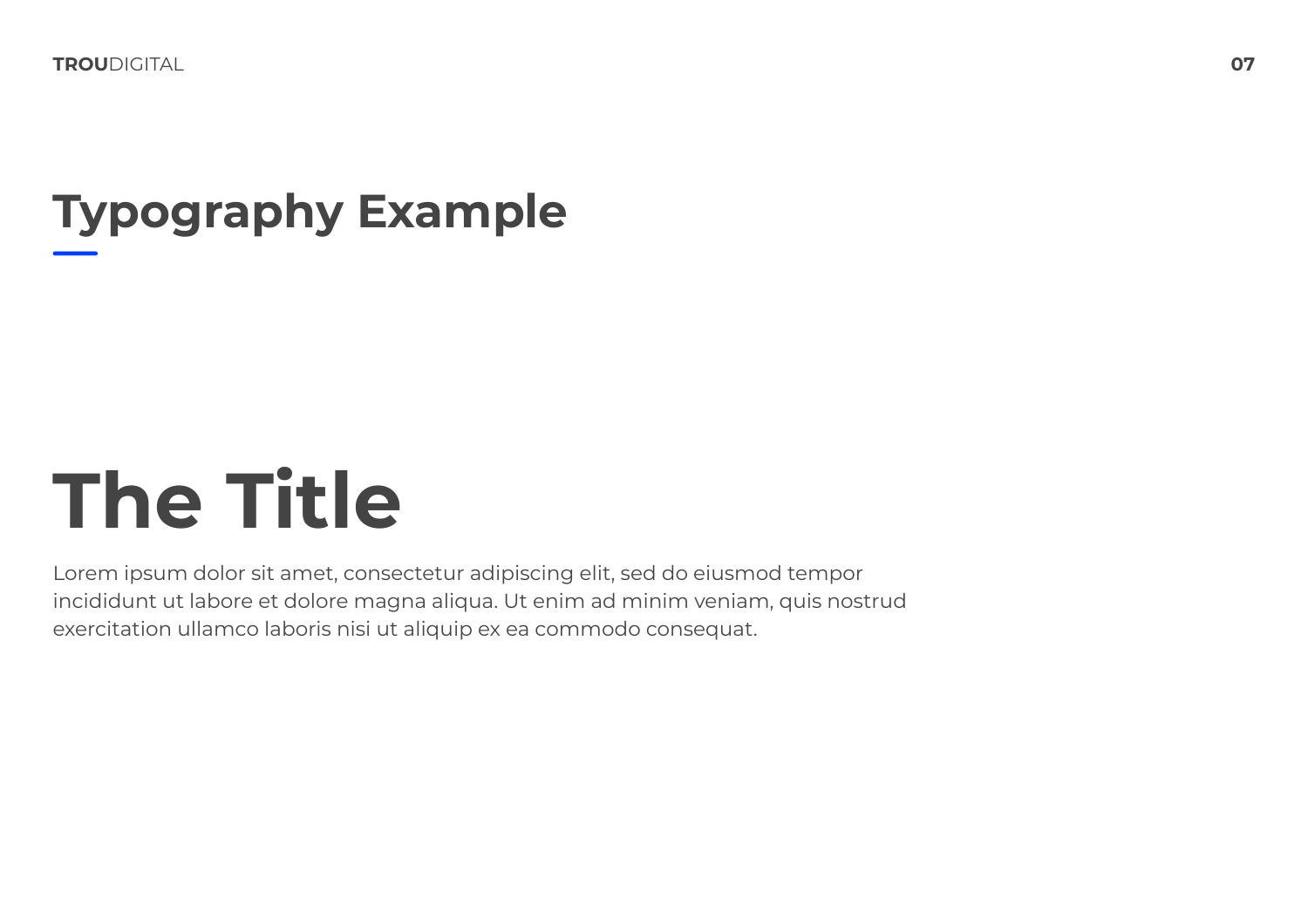## Typography Example

# The Title

Lorem ipsum dolor sit amet, consectetur adipiscing elit, sed do eiusmod tempor incididunt ut labore et dolore magna aliqua. Ut enim ad minim veniam, quis nostrud exercitation ullamco laboris nisi ut aliquip ex ea commodo consequat.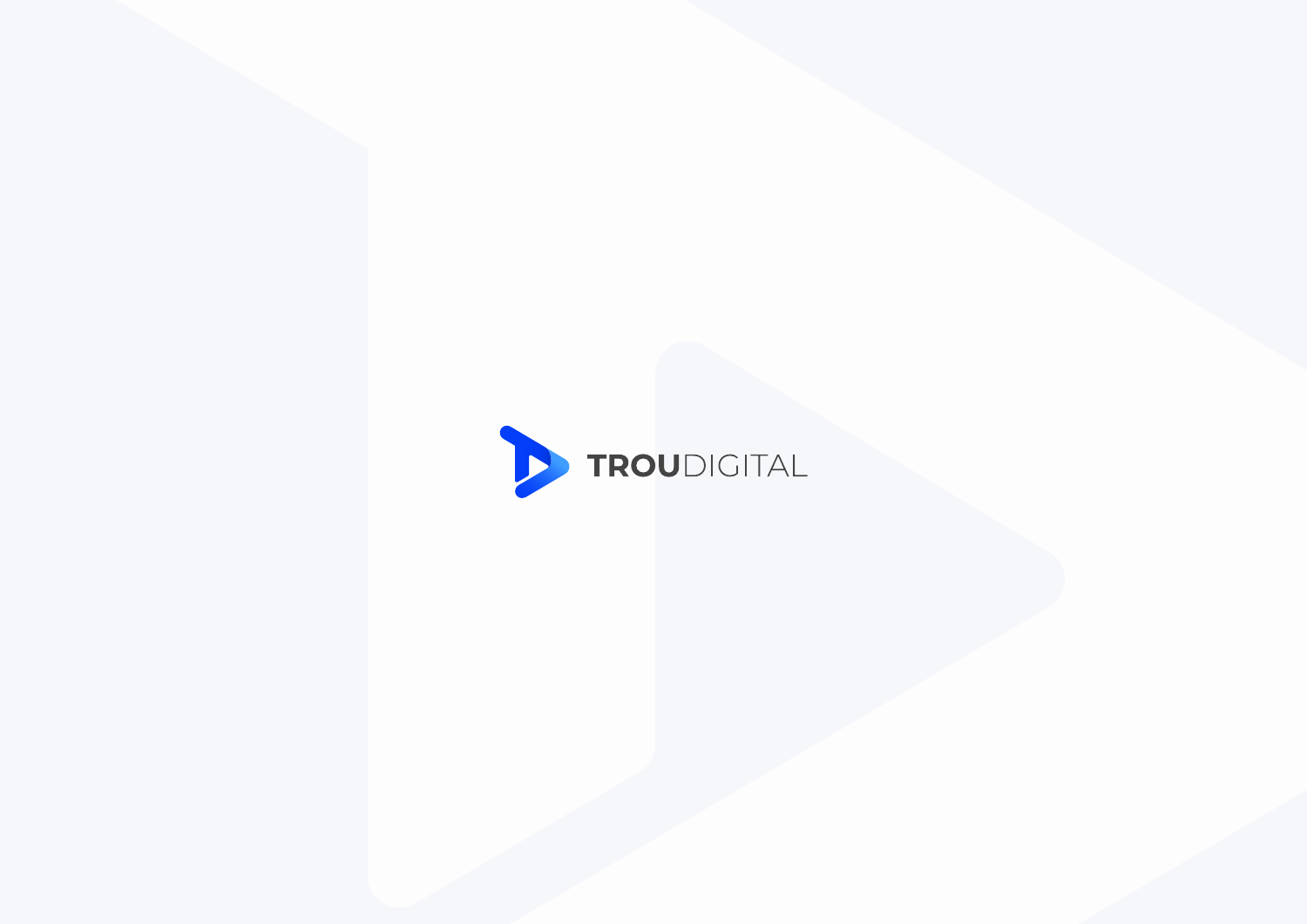TROUDIGITAL